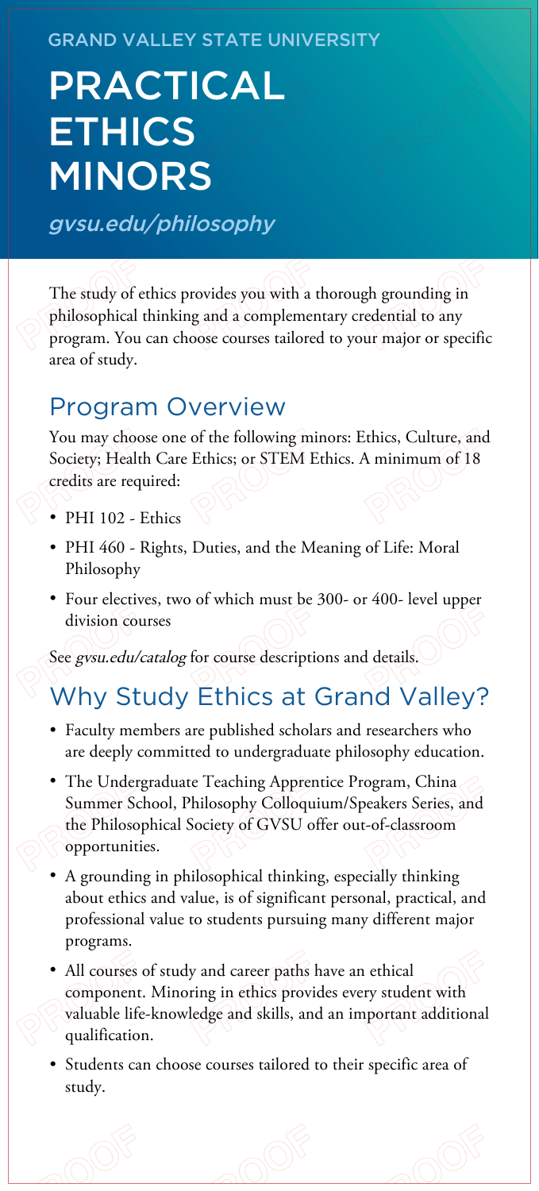GRAND VALLEY STATE UNIVERSITY

# PRACTICAL ETHICS MINORS

*gvsu.edu/philosophy*

The study of ethics provides you with a thorough grounding in philosophical thinking and a complementary credential to any program. You can choose courses tailored to your major or specific area of study.

## Program Overview

You may choose one of the following minors: Ethics, Culture, and Society; Health Care Ethics; or STEM Ethics. A minimum of 18 credits are required:

- PHI 102 - Ethics
- PHI 460 - Rights, Duties, and the Meaning of Life: Moral Philosophy
- Four electives, two of which must be 300- or 400- level upper division courses

See *gvsu.edu/catalog* for course descriptions and details.

## Why Study Ethics at Grand Valley?

- Faculty members are published scholars and researchers who are deeply committed to undergraduate philosophy education.
- The Undergraduate Teaching Apprentice Program, China Summer School, Philosophy Colloquium/Speakers Series, and the Philosophical Society of GVSU offer out-of-classroom opportunities.
- A grounding in philosophical thinking, especially thinking about ethics and value, is of significant personal, practical, and professional value to students pursuing many different major programs.
- All courses of study and career paths have an ethical component. Minoring in ethics provides every student with valuable life-knowledge and skills, and an important additional qualification.
- Students can choose courses tailored to their specific area of study.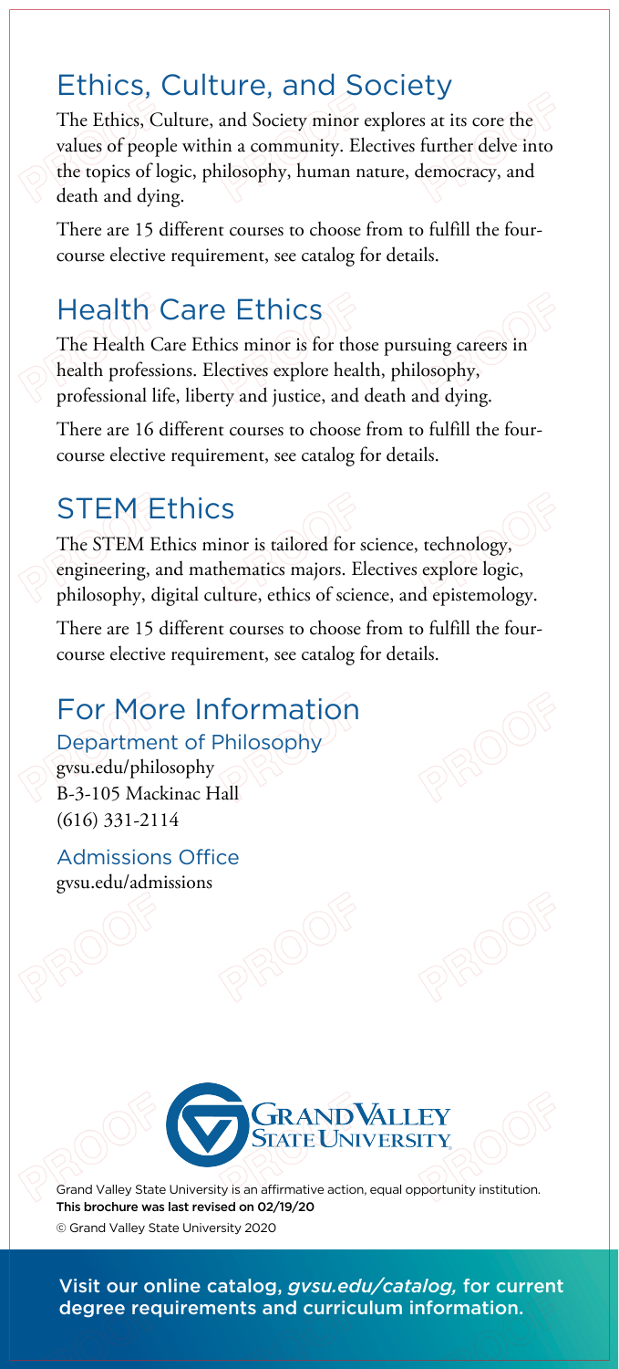## Ethics, Culture, and Society

The Ethics, Culture, and Society minor explores at its core the values of people within a community. Electives further delve into the topics of logic, philosophy, human nature, democracy, and death and dying.

There are 15 different courses to choose from to fulfill the four-course elective requirement, see catalog for details.

## Health Care Ethics

The Health Care Ethics minor is for those pursuing careers in health professions. Electives explore health, philosophy, professional life, liberty and justice, and death and dying.

There are 16 different courses to choose from to fulfill the four-course elective requirement, see catalog for details.

## STEM Ethics

The STEM Ethics minor is tailored for science, technology, engineering, and mathematics majors. Electives explore logic, philosophy, digital culture, ethics of science, and epistemology.

There are 15 different courses to choose from to fulfill the four-course elective requirement, see catalog for details.

## For More Information

### Department of Philosophy

gvsu.edu/philosophy
B-3-105 Mackinac Hall
(616) 331-2114

### Admissions Office

gvsu.edu/admissions

Grand Valley State University

Grand Valley State University is an affirmative action, equal opportunity institution.
This brochure was last revised on 02/19/20
© Grand Valley State University 2020

Visit our online catalog, *gvsu.edu/catalog,* for current degree requirements and curriculum information.